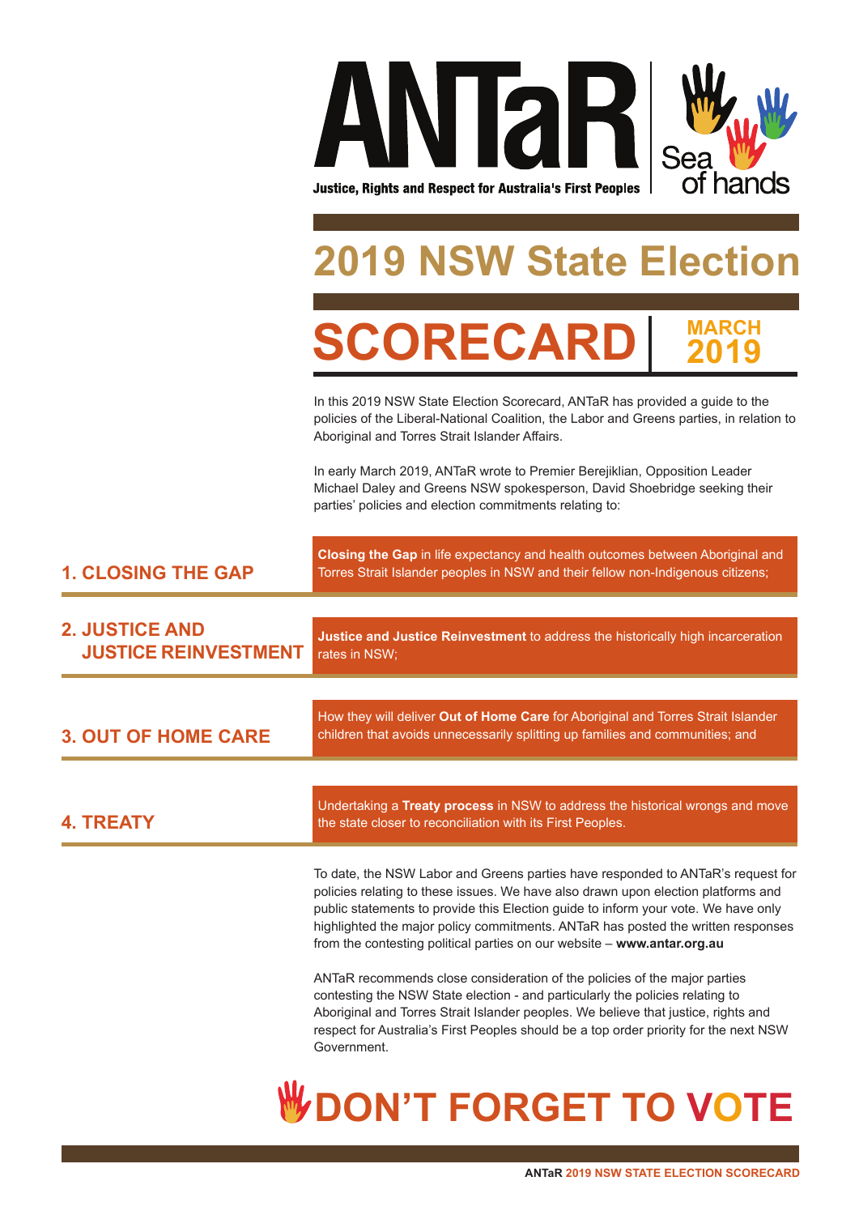# ANTaR

Justice, Rights and Respect for Australia's First Peoples

Sea of hands

# 2019 NSW State Election

## SCORECARD

MARCH 2019

In this 2019 NSW State Election Scorecard, ANTaR has provided a guide to the policies of the Liberal-National Coalition, the Labor and Greens parties, in relation to Aboriginal and Torres Strait Islander Affairs.

In early March 2019, ANTaR wrote to Premier Berejiklian, Opposition Leader Michael Daley and Greens NSW spokesperson, David Shoebridge seeking their parties' policies and election commitments relating to:

### 1. CLOSING THE GAP

**Closing the Gap** in life expectancy and health outcomes between Aboriginal and Torres Strait Islander peoples in NSW and their fellow non-Indigenous citizens;

### 2. JUSTICE AND JUSTICE REINVESTMENT

**Justice and Justice Reinvestment** to address the historically high incarceration rates in NSW;

### 3. OUT OF HOME CARE

How they will deliver **Out of Home Care** for Aboriginal and Torres Strait Islander children that avoids unnecessarily splitting up families and communities; and

### 4. TREATY

Undertaking a **Treaty process** in NSW to address the historical wrongs and move the state closer to reconciliation with its First Peoples.

To date, the NSW Labor and Greens parties have responded to ANTaR's request for policies relating to these issues. We have also drawn upon election platforms and public statements to provide this Election guide to inform your vote. We have only highlighted the major policy commitments. ANTaR has posted the written responses from the contesting political parties on our website – **www.antar.org.au**

ANTaR recommends close consideration of the policies of the major parties contesting the NSW State election - and particularly the policies relating to Aboriginal and Torres Strait Islander peoples. We believe that justice, rights and respect for Australia's First Peoples should be a top order priority for the next NSW Government.

## DON'T FORGET TO VOTE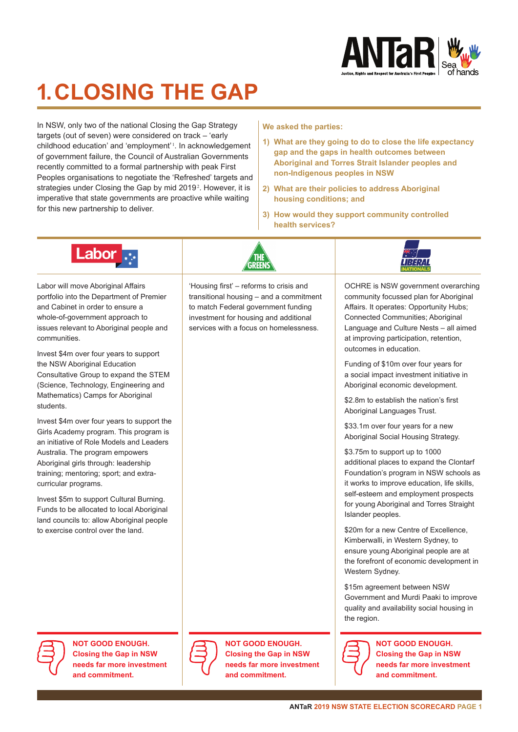# 1. CLOSING THE GAP

In NSW, only two of the national Closing the Gap Strategy targets (out of seven) were considered on track – 'early childhood education' and 'employment'[1]. In acknowledgement of government failure, the Council of Australian Governments recently committed to a formal partnership with peak First Peoples organisations to negotiate the 'Refreshed' targets and strategies under Closing the Gap by mid 2019[2]. However, it is imperative that state governments are proactive while waiting for this new partnership to deliver.

**We asked the parties:**

1) **What are they going to do to close the life expectancy gap and the gaps in health outcomes between Aboriginal and Torres Strait Islander peoples and non-Indigenous peoples in NSW**
2) **What are their policies to address Aboriginal housing conditions; and**
3) **How would they support community controlled health services?**

## Labor

Labor will move Aboriginal Affairs portfolio into the Department of Premier and Cabinet in order to ensure a whole-of-government approach to issues relevant to Aboriginal people and communities.

Invest $4m over four years to support the NSW Aboriginal Education Consultative Group to expand the STEM (Science, Technology, Engineering and Mathematics) Camps for Aboriginal students.

Invest $4m over four years to support the Girls Academy program. This program is an initiative of Role Models and Leaders Australia. The program empowers Aboriginal girls through: leadership training; mentoring; sport; and extra-curricular programs.

Invest $5m to support Cultural Burning. Funds to be allocated to local Aboriginal land councils to: allow Aboriginal people to exercise control over the land.

**NOT GOOD ENOUGH. Closing the Gap in NSW needs far more investment and commitment.**

## The Greens

'Housing first' – reforms to crisis and transitional housing – and a commitment to match Federal government funding investment for housing and additional services with a focus on homelessness.

**NOT GOOD ENOUGH. Closing the Gap in NSW needs far more investment and commitment.**

## Liberal / Nationals

OCHRE is NSW government overarching community focussed plan for Aboriginal Affairs. It operates: Opportunity Hubs; Connected Communities; Aboriginal Language and Culture Nests – all aimed at improving participation, retention, outcomes in education.

Funding of $10m over four years for a social impact investment initiative in Aboriginal economic development.

$2.8m to establish the nation's first Aboriginal Languages Trust.

$33.1m over four years for a new Aboriginal Social Housing Strategy.

$3.75m to support up to 1000 additional places to expand the Clontarf Foundation's program in NSW schools as it works to improve education, life skills, self-esteem and employment prospects for young Aboriginal and Torres Straight Islander peoples.

$20m for a new Centre of Excellence, Kimberwalli, in Western Sydney, to ensure young Aboriginal people are at the forefront of economic development in Western Sydney.

$15m agreement between NSW Government and Murdi Paaki to improve quality and availability social housing in the region.

**NOT GOOD ENOUGH. Closing the Gap in NSW needs far more investment and commitment.**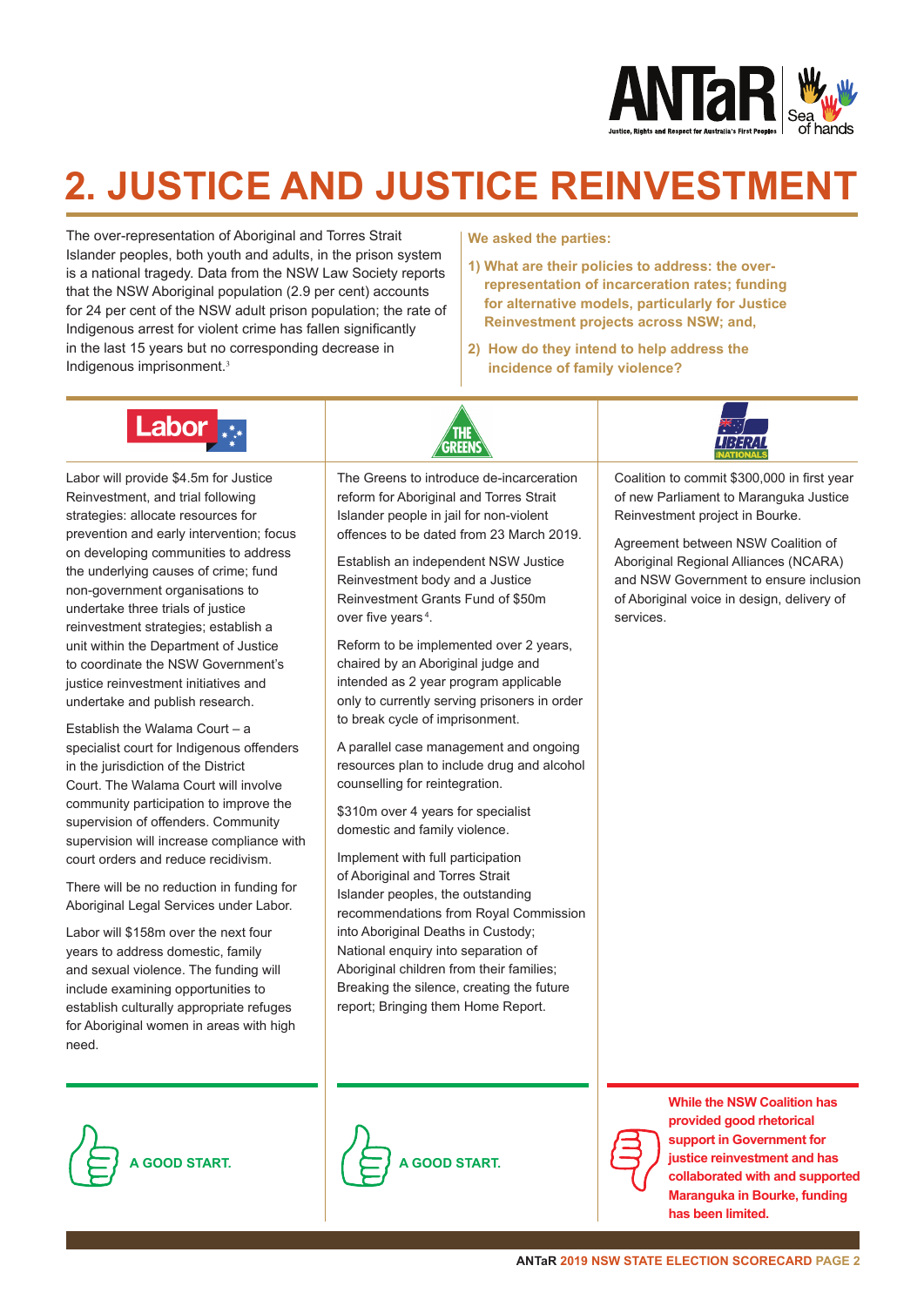# 2. JUSTICE AND JUSTICE REINVESTMENT

The over-representation of Aboriginal and Torres Strait Islander peoples, both youth and adults, in the prison system is a national tragedy. Data from the NSW Law Society reports that the NSW Aboriginal population (2.9 per cent) accounts for 24 per cent of the NSW adult prison population; the rate of Indigenous arrest for violent crime has fallen significantly in the last 15 years but no corresponding decrease in Indigenous imprisonment.[3]

**We asked the parties:**

1. **What are their policies to address: the over-representation of incarceration rates; funding for alternative models, particularly for Justice Reinvestment projects across NSW; and,**
2. **How do they intend to help address the incidence of family violence?**

## Labor

Labor will provide $4.5m for Justice Reinvestment, and trial following strategies: allocate resources for prevention and early intervention; focus on developing communities to address the underlying causes of crime; fund non-government organisations to undertake three trials of justice reinvestment strategies; establish a unit within the Department of Justice to coordinate the NSW Government's justice reinvestment initiatives and undertake and publish research.

Establish the Walama Court – a specialist court for Indigenous offenders in the jurisdiction of the District Court. The Walama Court will involve community participation to improve the supervision of offenders. Community supervision will increase compliance with court orders and reduce recidivism.

There will be no reduction in funding for Aboriginal Legal Services under Labor.

Labor will $158m over the next four years to address domestic, family and sexual violence. The funding will include examining opportunities to establish culturally appropriate refuges for Aboriginal women in areas with high need.

**A GOOD START.**

## The Greens

The Greens to introduce de-incarceration reform for Aboriginal and Torres Strait Islander people in jail for non-violent offences to be dated from 23 March 2019.

Establish an independent NSW Justice Reinvestment body and a Justice Reinvestment Grants Fund of $50m over five years[4].

Reform to be implemented over 2 years, chaired by an Aboriginal judge and intended as 2 year program applicable only to currently serving prisoners in order to break cycle of imprisonment.

A parallel case management and ongoing resources plan to include drug and alcohol counselling for reintegration.

$310m over 4 years for specialist domestic and family violence.

Implement with full participation of Aboriginal and Torres Strait Islander peoples, the outstanding recommendations from Royal Commission into Aboriginal Deaths in Custody; National enquiry into separation of Aboriginal children from their families; Breaking the silence, creating the future report; Bringing them Home Report.

**A GOOD START.**

## Liberal / Nationals

Coalition to commit $300,000 in first year of new Parliament to Maranguka Justice Reinvestment project in Bourke.

Agreement between NSW Coalition of Aboriginal Regional Alliances (NCARA) and NSW Government to ensure inclusion of Aboriginal voice in design, delivery of services.

**While the NSW Coalition has provided good rhetorical support in Government for justice reinvestment and has collaborated with and supported Maranguka in Bourke, funding has been limited.**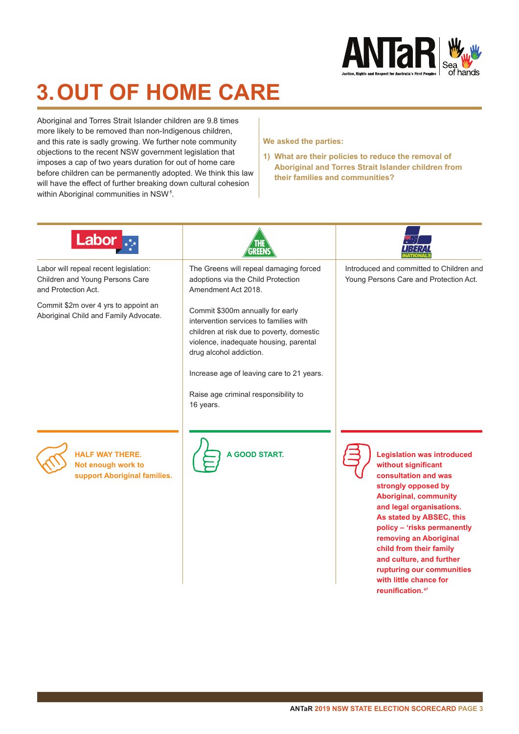# 3. OUT OF HOME CARE

Aboriginal and Torres Strait Islander children are 9.8 times more likely to be removed than non-Indigenous children, and this rate is sadly growing. We further note community objections to the recent NSW government legislation that imposes a cap of two years duration for out of home care before children can be permanently adopted. We think this law will have the effect of further breaking down cultural cohesion within Aboriginal communities in NSW[5].

**We asked the parties:**

**1) What are their policies to reduce the removal of Aboriginal and Torres Strait Islander children from their families and communities?**

| Labor | The Greens | Liberal / Nationals |
| --- | --- | --- |
| Labor will repeal recent legislation: Children and Young Persons Care and Protection Act.<br><br>Commit $2m over 4 yrs to appoint an Aboriginal Child and Family Advocate. | The Greens will repeal damaging forced adoptions via the Child Protection Amendment Act 2018.<br><br>Commit $300m annually for early intervention services to families with children at risk due to poverty, domestic violence, inadequate housing, parental drug alcohol addiction.<br><br>Increase age of leaving care to 21 years.<br><br>Raise age criminal responsibility to 16 years. | Introduced and committed to Children and Young Persons Care and Protection Act. |
| **HALF WAY THERE. Not enough work to support Aboriginal families.** | **A GOOD START.** | **Legislation was introduced without significant consultation and was strongly opposed by Aboriginal, community and legal organisations. As stated by ABSEC, this policy – 'risks permanently removing an Aboriginal child from their family and culture, and further rupturing our communities with little chance for reunification.[6]'** |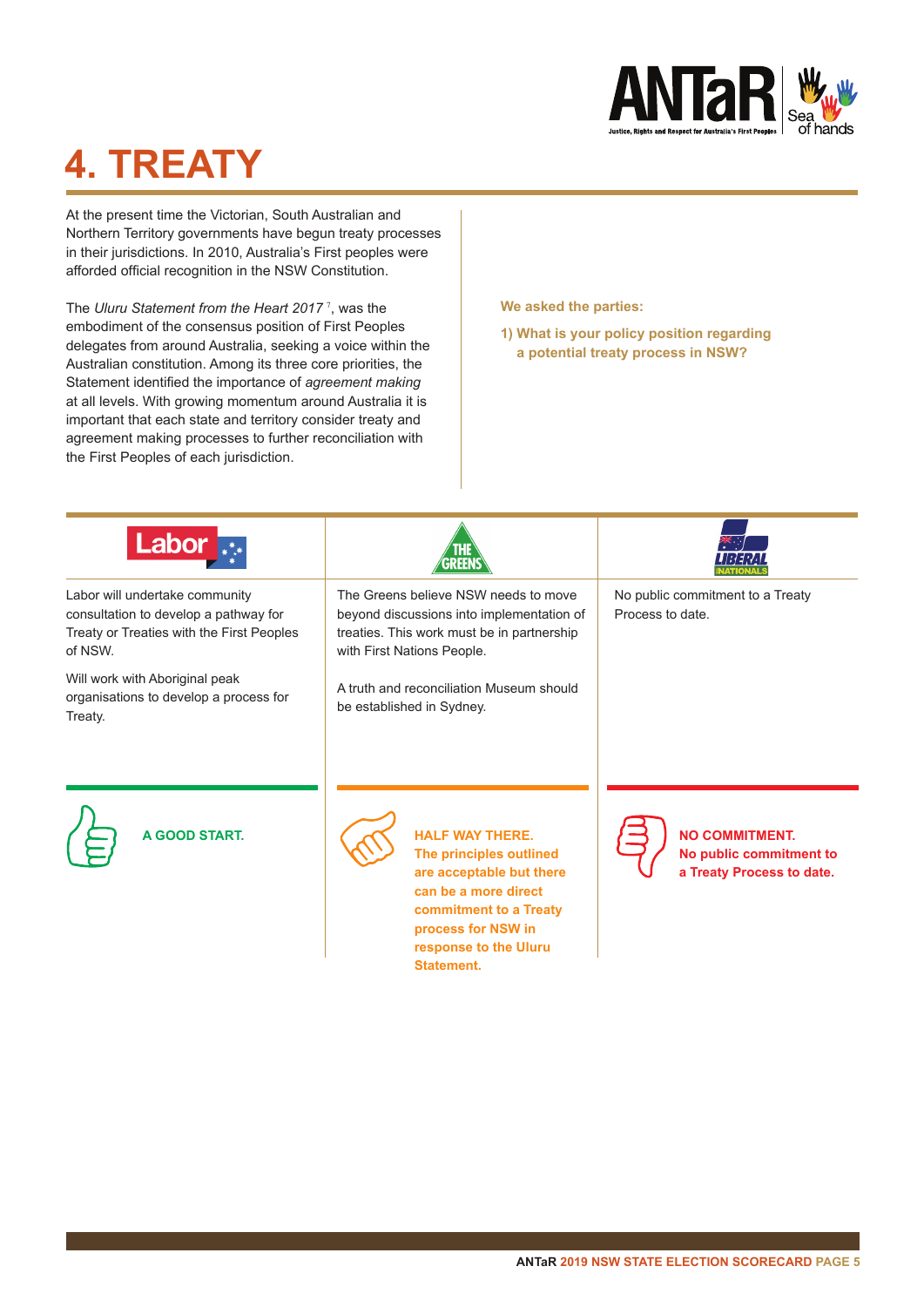# 4. TREATY

At the present time the Victorian, South Australian and Northern Territory governments have begun treaty processes in their jurisdictions. In 2010, Australia's First peoples were afforded official recognition in the NSW Constitution.

The *Uluru Statement from the Heart 2017* [7], was the embodiment of the consensus position of First Peoples delegates from around Australia, seeking a voice within the Australian constitution. Among its three core priorities, the Statement identified the importance of *agreement making* at all levels. With growing momentum around Australia it is important that each state and territory consider treaty and agreement making processes to further reconciliation with the First Peoples of each jurisdiction.

**We asked the parties:**

**1) What is your policy position regarding a potential treaty process in NSW?**

| Labor | The Greens | Liberal / Nationals |
|---|---|---|
| Labor will undertake community consultation to develop a pathway for Treaty or Treaties with the First Peoples of NSW.<br><br>Will work with Aboriginal peak organisations to develop a process for Treaty. | The Greens believe NSW needs to move beyond discussions into implementation of treaties. This work must be in partnership with First Nations People.<br><br>A truth and reconciliation Museum should be established in Sydney. | No public commitment to a Treaty Process to date. |
| **A GOOD START.** | **HALF WAY THERE. The principles outlined are acceptable but there can be a more direct commitment to a Treaty process for NSW in response to the Uluru Statement.** | **NO COMMITMENT. No public commitment to a Treaty Process to date.** |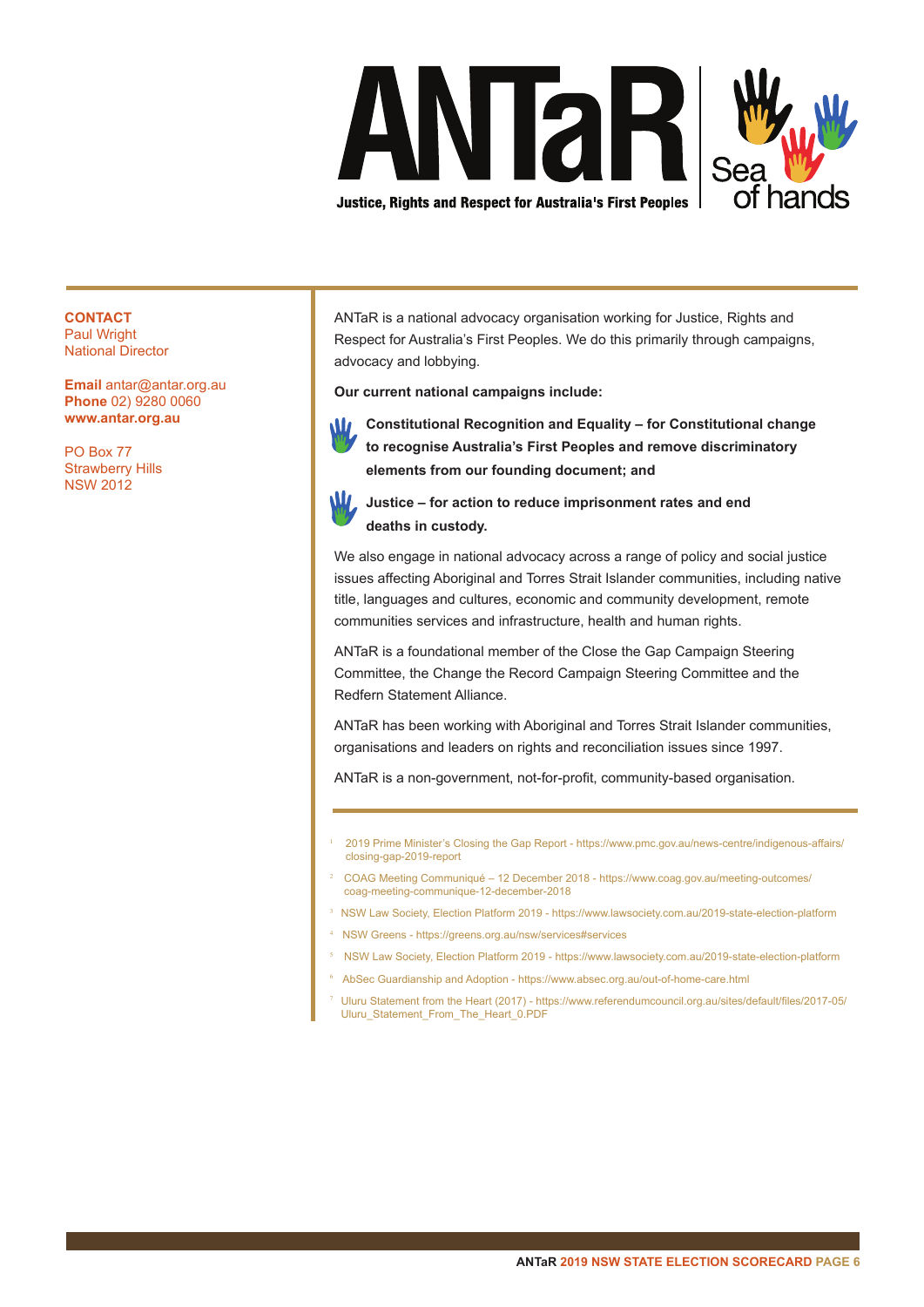ANTaR

Justice, Rights and Respect for Australia's First Peoples

Sea of hands

**CONTACT**
Paul Wright
National Director

**Email** antar@antar.org.au
**Phone** 02) 9280 0060
**www.antar.org.au**

PO Box 77
Strawberry Hills
NSW 2012

ANTaR is a national advocacy organisation working for Justice, Rights and Respect for Australia's First Peoples. We do this primarily through campaigns, advocacy and lobbying.

**Our current national campaigns include:**

- **Constitutional Recognition and Equality – for Constitutional change to recognise Australia's First Peoples and remove discriminatory elements from our founding document; and**
- **Justice – for action to reduce imprisonment rates and end deaths in custody.**

We also engage in national advocacy across a range of policy and social justice issues affecting Aboriginal and Torres Strait Islander communities, including native title, languages and cultures, economic and community development, remote communities services and infrastructure, health and human rights.

ANTaR is a foundational member of the Close the Gap Campaign Steering Committee, the Change the Record Campaign Steering Committee and the Redfern Statement Alliance.

ANTaR has been working with Aboriginal and Torres Strait Islander communities, organisations and leaders on rights and reconciliation issues since 1997.

ANTaR is a non-government, not-for-profit, community-based organisation.

---

[1] 2019 Prime Minister's Closing the Gap Report - https://www.pmc.gov.au/news-centre/indigenous-affairs/closing-gap-2019-report

[2] COAG Meeting Communiqué – 12 December 2018 - https://www.coag.gov.au/meeting-outcomes/coag-meeting-communique-12-december-2018

[3] NSW Law Society, Election Platform 2019 - https://www.lawsociety.com.au/2019-state-election-platform

[4] NSW Greens - https://greens.org.au/nsw/services#services

[5] NSW Law Society, Election Platform 2019 - https://www.lawsociety.com.au/2019-state-election-platform

[6] AbSec Guardianship and Adoption - https://www.absec.org.au/out-of-home-care.html

[7] Uluru Statement from the Heart (2017) - https://www.referendumcouncil.org.au/sites/default/files/2017-05/Uluru_Statement_From_The_Heart_0.PDF